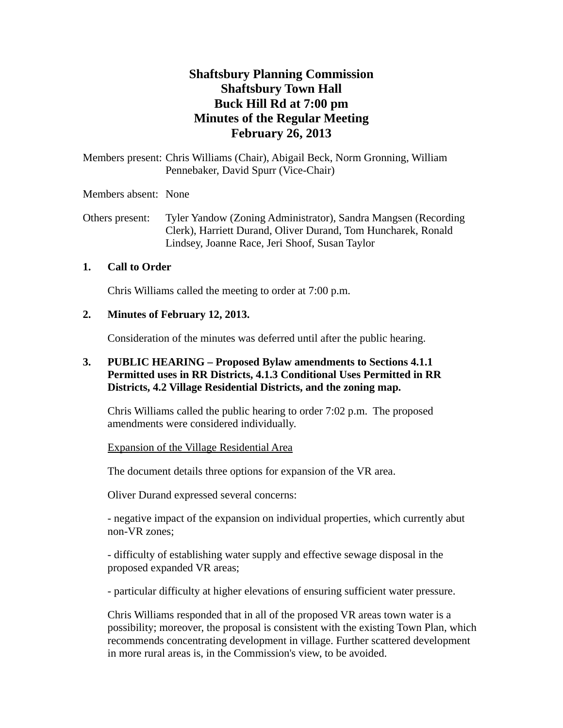# Shaftsbury Planning Commission
# Shaftsbury Town Hall
# Buck Hill Rd at 7:00 pm
# Minutes of the Regular Meeting
# February 26, 2013

Members present: Chris Williams (Chair), Abigail Beck, Norm Gronning, William Pennebaker, David Spurr (Vice-Chair)

Members absent: None

Others present: Tyler Yandow (Zoning Administrator), Sandra Mangsen (Recording Clerk), Harriett Durand, Oliver Durand, Tom Huncharek, Ronald Lindsey, Joanne Race, Jeri Shoof, Susan Taylor

## 1. Call to Order

Chris Williams called the meeting to order at 7:00 p.m.

## 2. Minutes of February 12, 2013.

Consideration of the minutes was deferred until after the public hearing.

## 3. PUBLIC HEARING – Proposed Bylaw amendments to Sections 4.1.1 Permitted uses in RR Districts, 4.1.3 Conditional Uses Permitted in RR Districts, 4.2 Village Residential Districts, and the zoning map.

Chris Williams called the public hearing to order 7:02 p.m. The proposed amendments were considered individually.

<u>Expansion of the Village Residential Area</u>

The document details three options for expansion of the VR area.

Oliver Durand expressed several concerns:

- negative impact of the expansion on individual properties, which currently abut non-VR zones;

- difficulty of establishing water supply and effective sewage disposal in the proposed expanded VR areas;

- particular difficulty at higher elevations of ensuring sufficient water pressure.

Chris Williams responded that in all of the proposed VR areas town water is a possibility; moreover, the proposal is consistent with the existing Town Plan, which recommends concentrating development in village. Further scattered development in more rural areas is, in the Commission's view, to be avoided.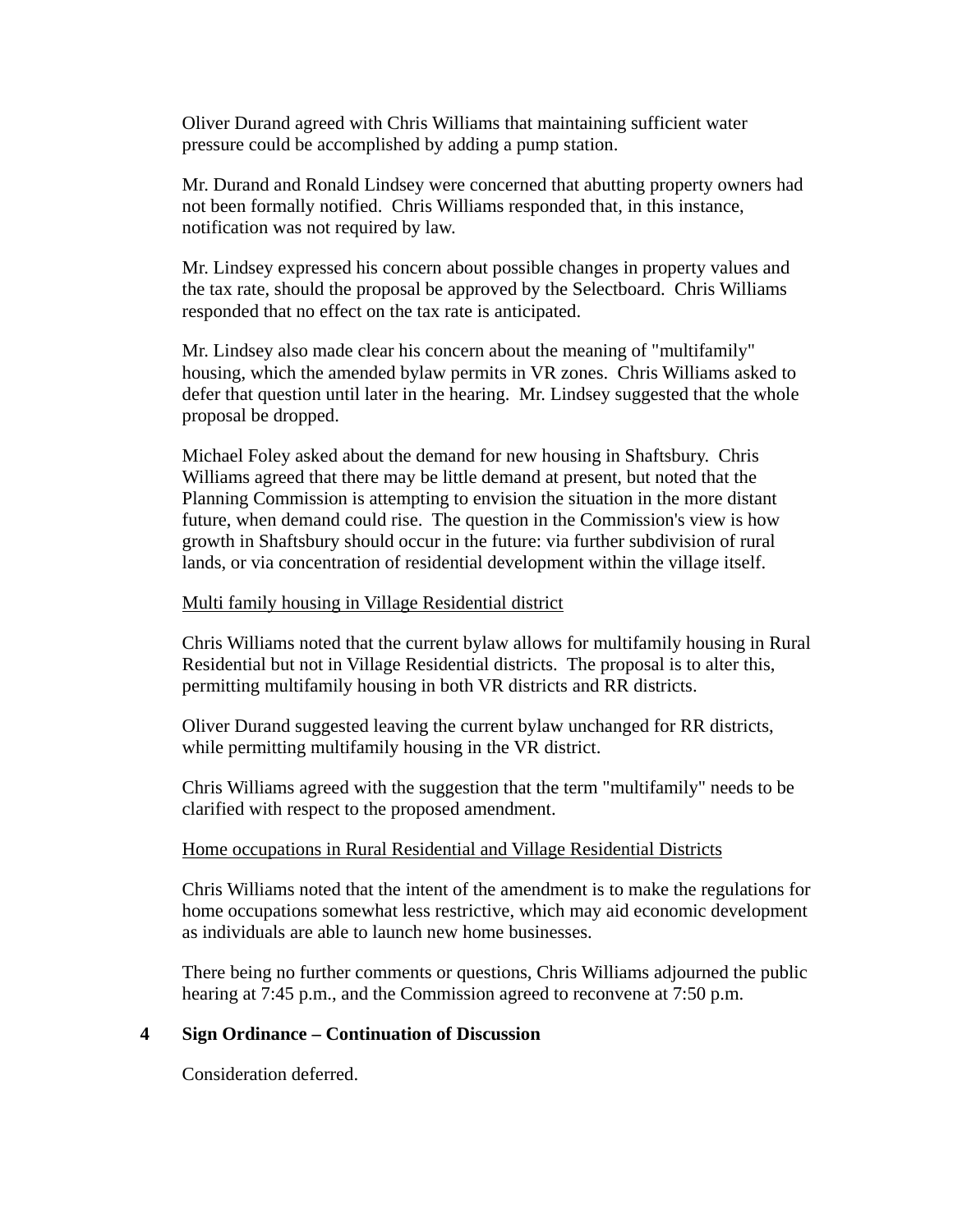Oliver Durand agreed with Chris Williams that maintaining sufficient water pressure could be accomplished by adding a pump station.

Mr. Durand and Ronald Lindsey were concerned that abutting property owners had not been formally notified. Chris Williams responded that, in this instance, notification was not required by law.

Mr. Lindsey expressed his concern about possible changes in property values and the tax rate, should the proposal be approved by the Selectboard. Chris Williams responded that no effect on the tax rate is anticipated.

Mr. Lindsey also made clear his concern about the meaning of "multifamily" housing, which the amended bylaw permits in VR zones. Chris Williams asked to defer that question until later in the hearing. Mr. Lindsey suggested that the whole proposal be dropped.

Michael Foley asked about the demand for new housing in Shaftsbury. Chris Williams agreed that there may be little demand at present, but noted that the Planning Commission is attempting to envision the situation in the more distant future, when demand could rise. The question in the Commission's view is how growth in Shaftsbury should occur in the future: via further subdivision of rural lands, or via concentration of residential development within the village itself.

<u>Multi family housing in Village Residential district</u>

Chris Williams noted that the current bylaw allows for multifamily housing in Rural Residential but not in Village Residential districts. The proposal is to alter this, permitting multifamily housing in both VR districts and RR districts.

Oliver Durand suggested leaving the current bylaw unchanged for RR districts, while permitting multifamily housing in the VR district.

Chris Williams agreed with the suggestion that the term "multifamily" needs to be clarified with respect to the proposed amendment.

<u>Home occupations in Rural Residential and Village Residential Districts</u>

Chris Williams noted that the intent of the amendment is to make the regulations for home occupations somewhat less restrictive, which may aid economic development as individuals are able to launch new home businesses.

There being no further comments or questions, Chris Williams adjourned the public hearing at 7:45 p.m., and the Commission agreed to reconvene at 7:50 p.m.

## 4 Sign Ordinance – Continuation of Discussion

Consideration deferred.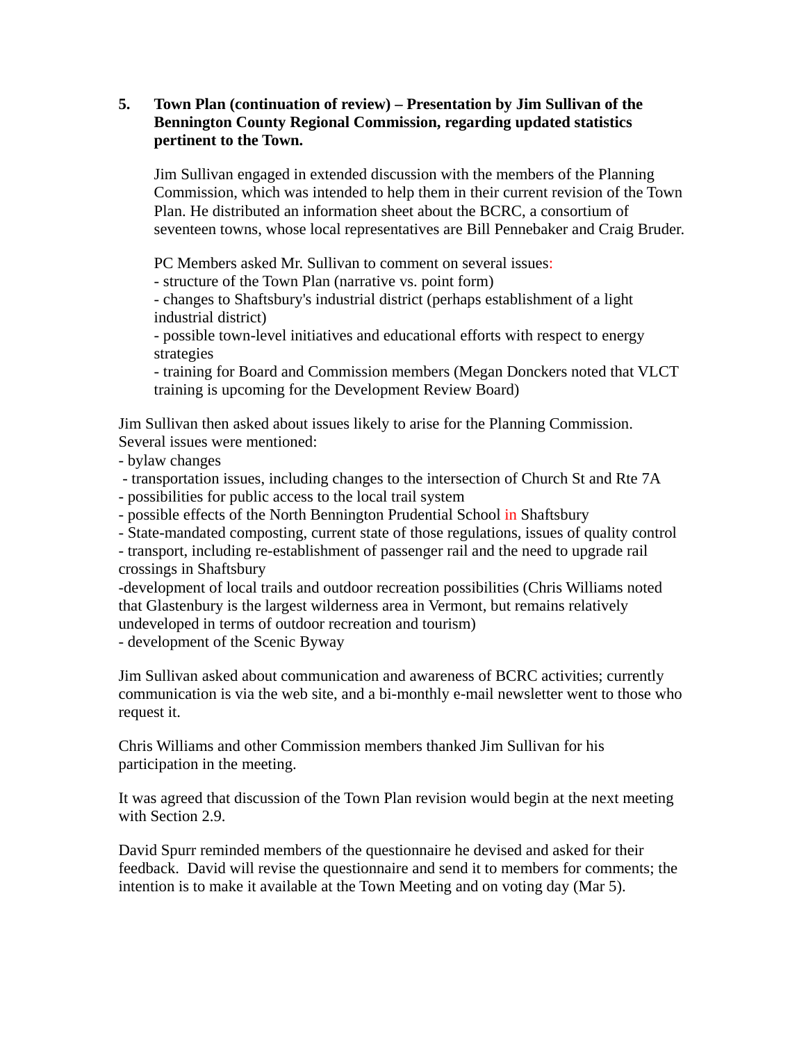**5. Town Plan (continuation of review) – Presentation by Jim Sullivan of the Bennington County Regional Commission, regarding updated statistics pertinent to the Town.**

Jim Sullivan engaged in extended discussion with the members of the Planning Commission, which was intended to help them in their current revision of the Town Plan. He distributed an information sheet about the BCRC, a consortium of seventeen towns, whose local representatives are Bill Pennebaker and Craig Bruder.

PC Members asked Mr. Sullivan to comment on several issues:

- structure of the Town Plan (narrative vs. point form)
- changes to Shaftsbury's industrial district (perhaps establishment of a light industrial district)
- possible town-level initiatives and educational efforts with respect to energy strategies
- training for Board and Commission members (Megan Donckers noted that VLCT training is upcoming for the Development Review Board)

Jim Sullivan then asked about issues likely to arise for the Planning Commission. Several issues were mentioned:

- bylaw changes
- transportation issues, including changes to the intersection of Church St and Rte 7A
- possibilities for public access to the local trail system
- possible effects of the North Bennington Prudential School in Shaftsbury
- State-mandated composting, current state of those regulations, issues of quality control
- transport, including re-establishment of passenger rail and the need to upgrade rail crossings in Shaftsbury
- development of local trails and outdoor recreation possibilities (Chris Williams noted that Glastenbury is the largest wilderness area in Vermont, but remains relatively undeveloped in terms of outdoor recreation and tourism)
- development of the Scenic Byway

Jim Sullivan asked about communication and awareness of BCRC activities; currently communication is via the web site, and a bi-monthly e-mail newsletter went to those who request it.

Chris Williams and other Commission members thanked Jim Sullivan for his participation in the meeting.

It was agreed that discussion of the Town Plan revision would begin at the next meeting with Section 2.9.

David Spurr reminded members of the questionnaire he devised and asked for their feedback. David will revise the questionnaire and send it to members for comments; the intention is to make it available at the Town Meeting and on voting day (Mar 5).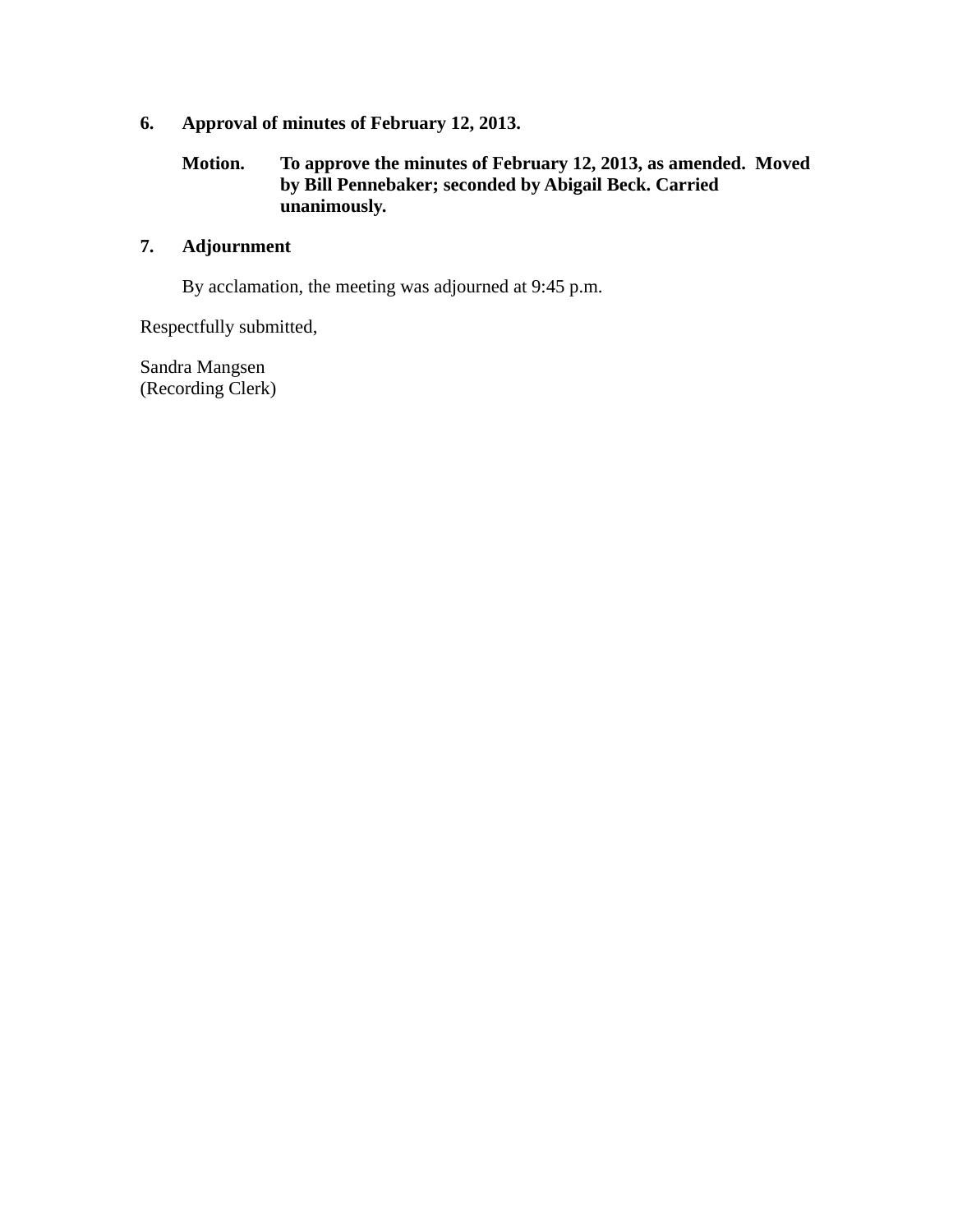**6. Approval of minutes of February 12, 2013.**

**Motion. To approve the minutes of February 12, 2013, as amended. Moved by Bill Pennebaker; seconded by Abigail Beck. Carried unanimously.**

**7. Adjournment**

By acclamation, the meeting was adjourned at 9:45 p.m.

Respectfully submitted,

Sandra Mangsen
(Recording Clerk)